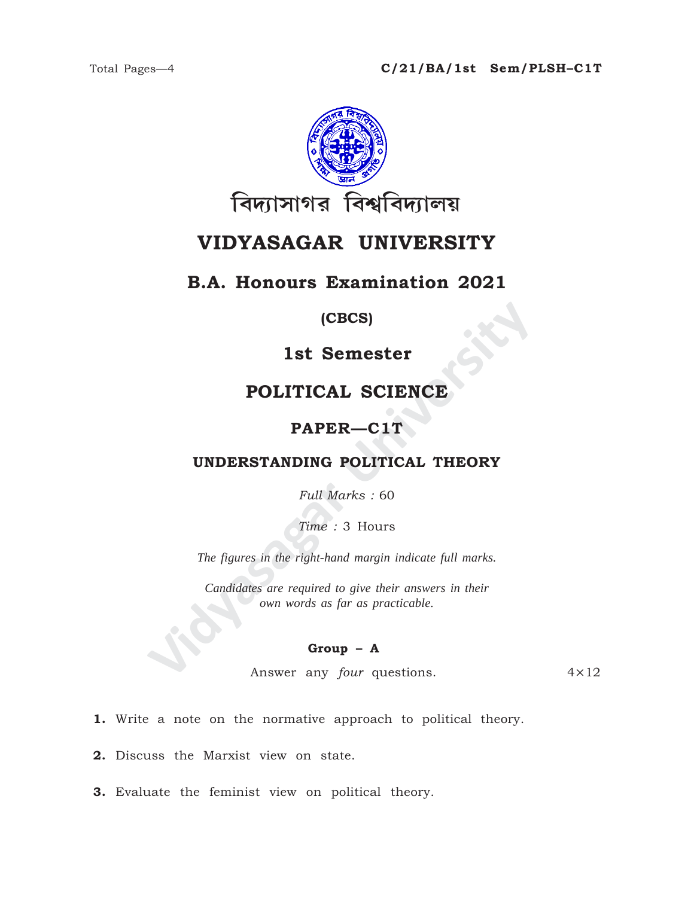C/21/BA/1st Sem/PLSH–C1T

বিদ্যাসাগর বিশ্ববিদ্যালয়

# VIDYASAGAR UNIVERSITY

## B.A. Honours Examination 2021

**(CBCS)**

## 1st Semester

## POLITICAL SCIENCE

## PAPER—C1T

### UNDERSTANDING POLITICAL THEORY

*Full Marks :* 60

*Time :* 3 Hours

*The figures in the right-hand margin indicate full marks.*

*Candidates are required to give their answers in their own words as far as practicable.*

**Group – A**

Answer any *four* questions. 4×12

**1.** Write a note on the normative approach to political theory.

**2.** Discuss the Marxist view on state.

**3.** Evaluate the feminist view on political theory.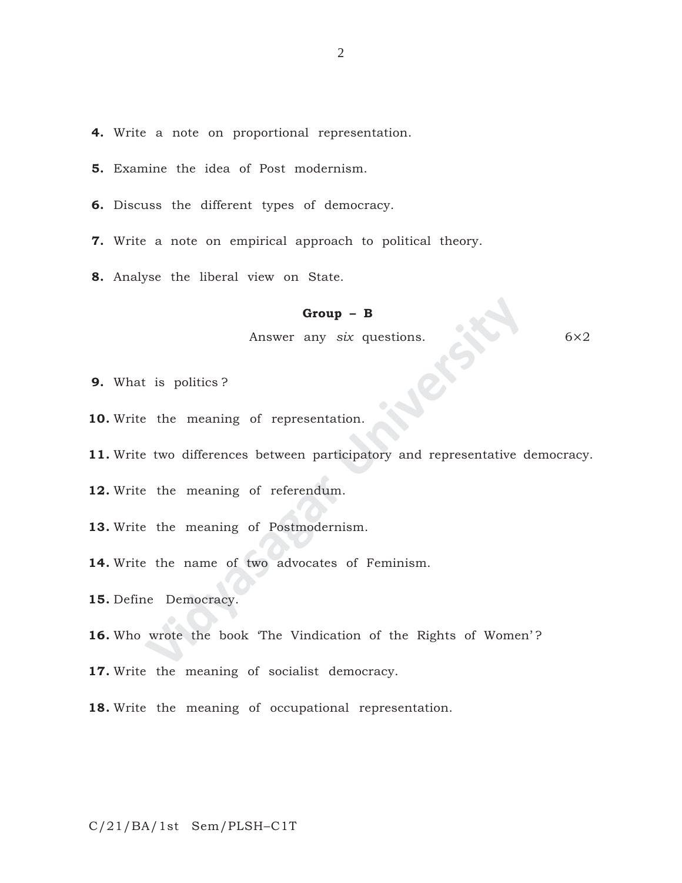**4.** Write a note on proportional representation.

**5.** Examine the idea of Post modernism.

**6.** Discuss the different types of democracy.

**7.** Write a note on empirical approach to political theory.

**8.** Analyse the liberal view on State.

### Group – B

Answer any *six* questions. 6×2

**9.** What is politics ?

**10.** Write the meaning of representation.

**11.** Write two differences between participatory and representative democracy.

**12.** Write the meaning of referendum.

**13.** Write the meaning of Postmodernism.

**14.** Write the name of two advocates of Feminism.

**15.** Define Democracy.

**16.** Who wrote the book 'The Vindication of the Rights of Women' ?

**17.** Write the meaning of socialist democracy.

**18.** Write the meaning of occupational representation.

C/21/BA/1st Sem/PLSH–C1T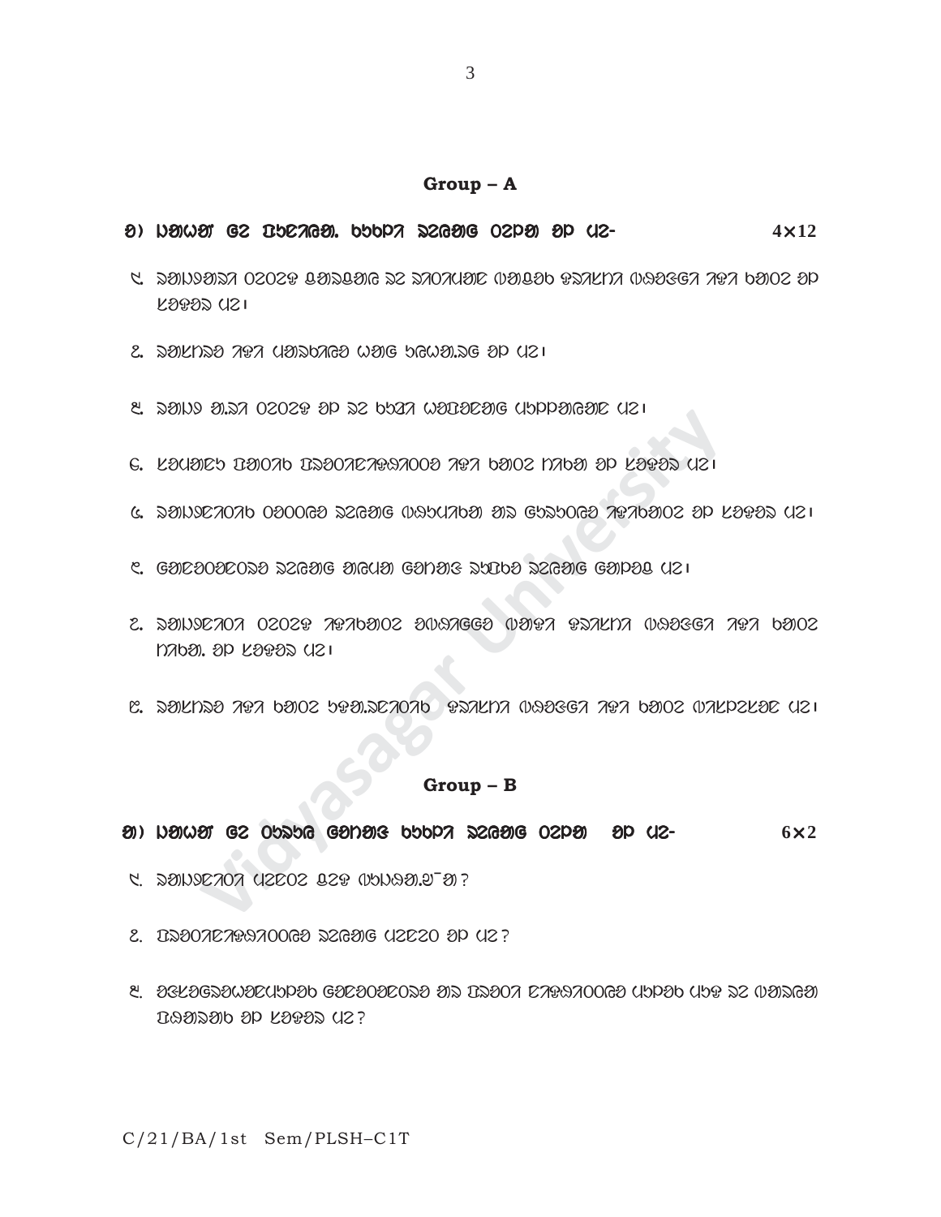## Group – A

4×12

## Group – B

6×2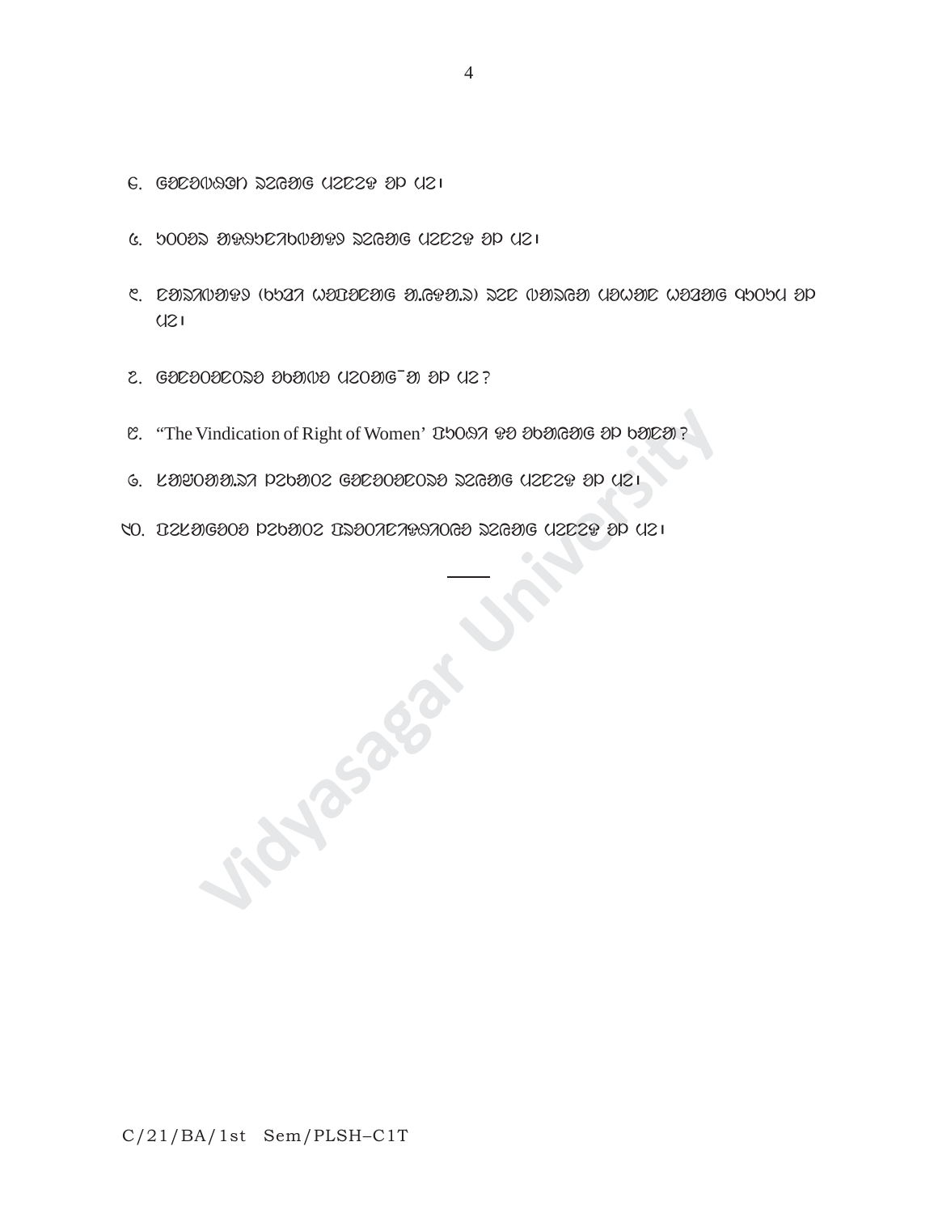᱔. ᱜᱚᱨᱚᱢᱵᱩᱨᱩ ᱥᱟᱦᱟᱭ ᱩᱨᱮᱨᱴ ᱚᱞ ᱢᱮ।

᱕. ᱵᱚᱰᱚᱥ ᱢᱟᱨᱠᱥᱵᱟᱫᱤᱭᱟᱹ ᱥᱟᱦᱟᱭ ᱩᱨᱮᱨᱴ ᱚᱞ ᱢᱮ।

᱖. ᱮᱢᱥᱟᱱᱵᱟᱨ (ᱵᱷᱟᱨᱛ ᱥᱚᱨᱠᱟᱨᱟᱜ ᱡᱮ.ᱥᱤ.ᱢᱤᱞ.ᱥ) ᱥᱟᱫᱮ ᱵᱤᱥᱟᱣ ᱩᱨᱢᱟᱛᱮ ᱥᱚᱨᱢᱟᱜ ᱠᱷᱚᱵᱚᱨ ᱚᱞ ᱢᱮ।

᱗. ᱜᱚᱨᱚᱢᱚᱢᱚᱨᱚᱥ ᱚᱵᱷᱤᱱᱚ ᱩᱨᱚᱢᱟᱜ ᱨᱟ ᱚᱞ ᱢᱮ?

᱘. “The Vindication of Right of Women’ ᱯᱩᱛᱷᱤ ᱫᱚ ᱚᱵᱷᱤᱱᱚᱜ ᱚᱞ ᱵᱟᱨᱮᱭ?

᱙. ᱞᱤᱵᱟᱨᱟᱞ ᱯᱷᱮᱢᱤᱱᱤᱥᱴ ᱜᱚᱨᱚᱢᱚᱢᱚᱨᱚᱥ ᱥᱟᱦᱟᱭ ᱩᱨᱮᱨᱴ ᱚᱞ ᱢᱮ।

᱑᱐. ᱯᱚᱞᱟᱭᱛᱤᱠ ᱯᱷᱮᱢᱤᱱᱤᱥᱴ ᱯᱟᱥᱚᱨᱮᱫᱷᱟᱨᱟᱨᱚᱜ ᱥᱟᱦᱟᱭ ᱩᱨᱮᱨᱴ ᱚᱞ ᱢᱮ।

———